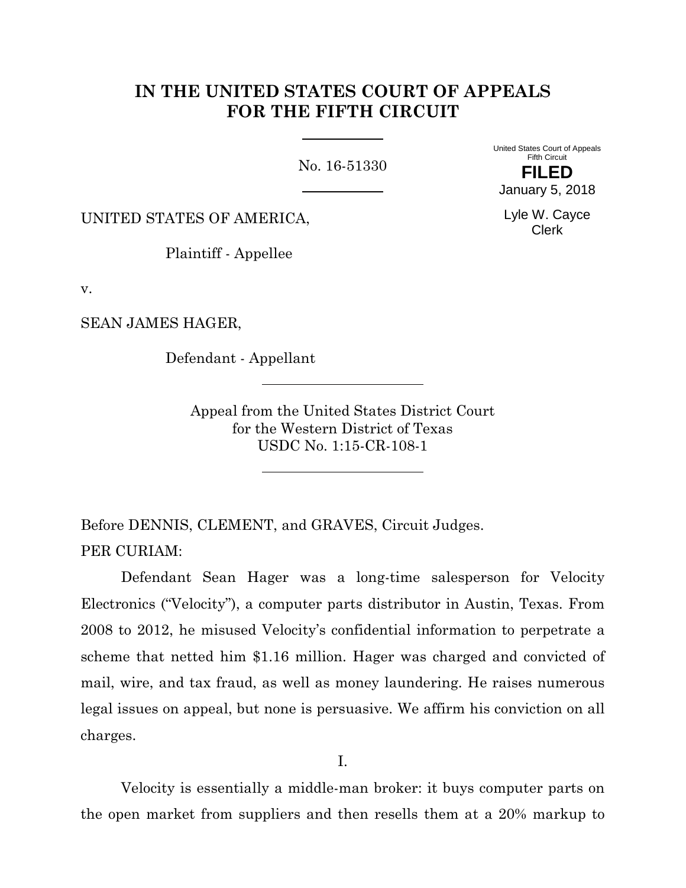# IN THE UNITED STATES COURT OF APPEALS FOR THE FIFTH CIRCUIT

No. 16-51330

United States Court of Appeals
Fifth Circuit

**FILED**

January 5, 2018

Lyle W. Cayce
Clerk

UNITED STATES OF AMERICA,

Plaintiff - Appellee

v.

SEAN JAMES HAGER,

Defendant - Appellant

Appeal from the United States District Court
for the Western District of Texas
USDC No. 1:15-CR-108-1

Before DENNIS, CLEMENT, and GRAVES, Circuit Judges.

PER CURIAM:

Defendant Sean Hager was a long-time salesperson for Velocity Electronics ("Velocity"), a computer parts distributor in Austin, Texas. From 2008 to 2012, he misused Velocity's confidential information to perpetrate a scheme that netted him \$1.16 million. Hager was charged and convicted of mail, wire, and tax fraud, as well as money laundering. He raises numerous legal issues on appeal, but none is persuasive. We affirm his conviction on all charges.

I.

Velocity is essentially a middle-man broker: it buys computer parts on the open market from suppliers and then resells them at a 20% markup to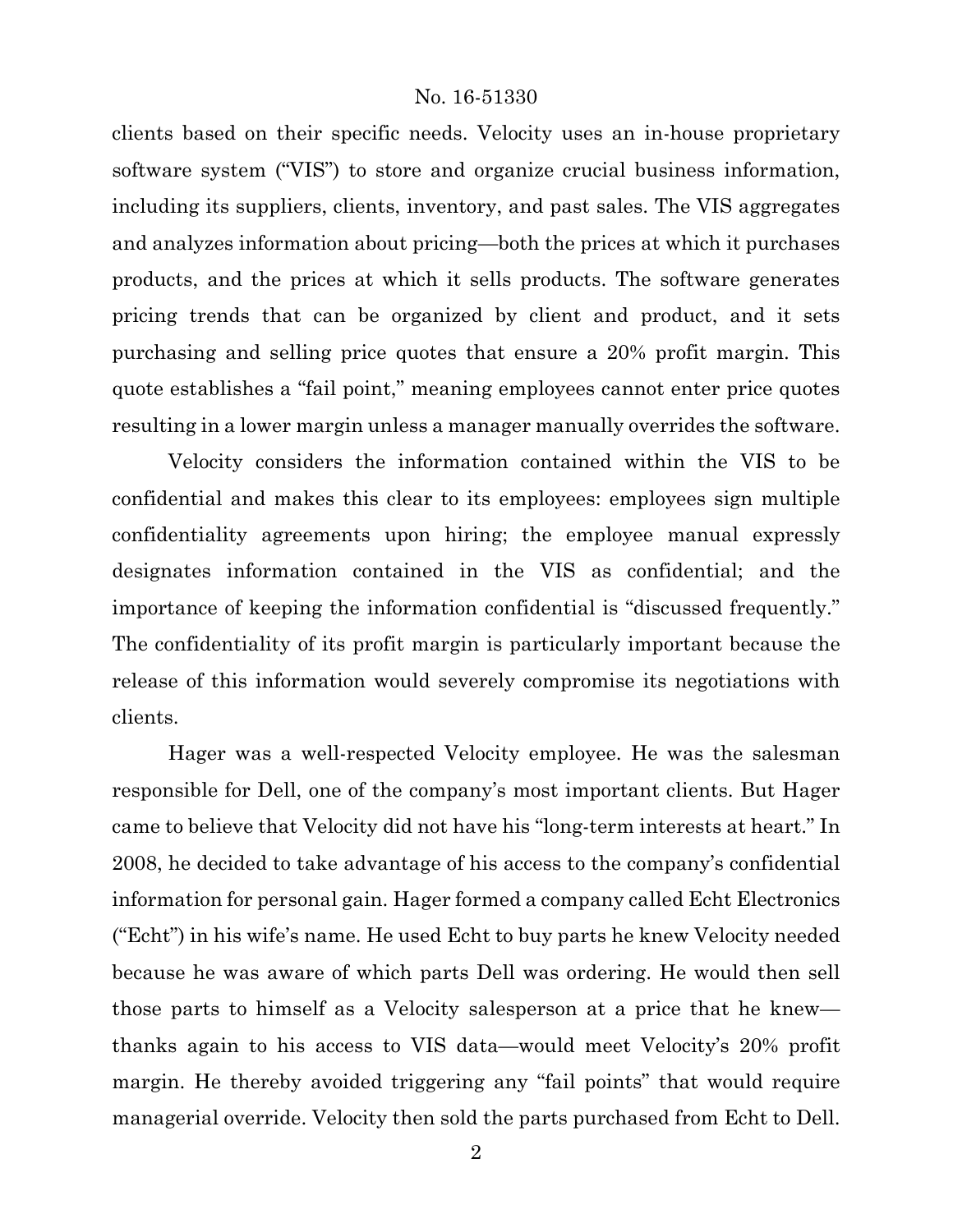clients based on their specific needs. Velocity uses an in-house proprietary software system ("VIS") to store and organize crucial business information, including its suppliers, clients, inventory, and past sales. The VIS aggregates and analyzes information about pricing—both the prices at which it purchases products, and the prices at which it sells products. The software generates pricing trends that can be organized by client and product, and it sets purchasing and selling price quotes that ensure a 20% profit margin. This quote establishes a "fail point," meaning employees cannot enter price quotes resulting in a lower margin unless a manager manually overrides the software.

Velocity considers the information contained within the VIS to be confidential and makes this clear to its employees: employees sign multiple confidentiality agreements upon hiring; the employee manual expressly designates information contained in the VIS as confidential; and the importance of keeping the information confidential is "discussed frequently." The confidentiality of its profit margin is particularly important because the release of this information would severely compromise its negotiations with clients.

Hager was a well-respected Velocity employee. He was the salesman responsible for Dell, one of the company's most important clients. But Hager came to believe that Velocity did not have his "long-term interests at heart." In 2008, he decided to take advantage of his access to the company's confidential information for personal gain. Hager formed a company called Echt Electronics ("Echt") in his wife's name. He used Echt to buy parts he knew Velocity needed because he was aware of which parts Dell was ordering. He would then sell those parts to himself as a Velocity salesperson at a price that he knew—thanks again to his access to VIS data—would meet Velocity's 20% profit margin. He thereby avoided triggering any "fail points" that would require managerial override. Velocity then sold the parts purchased from Echt to Dell.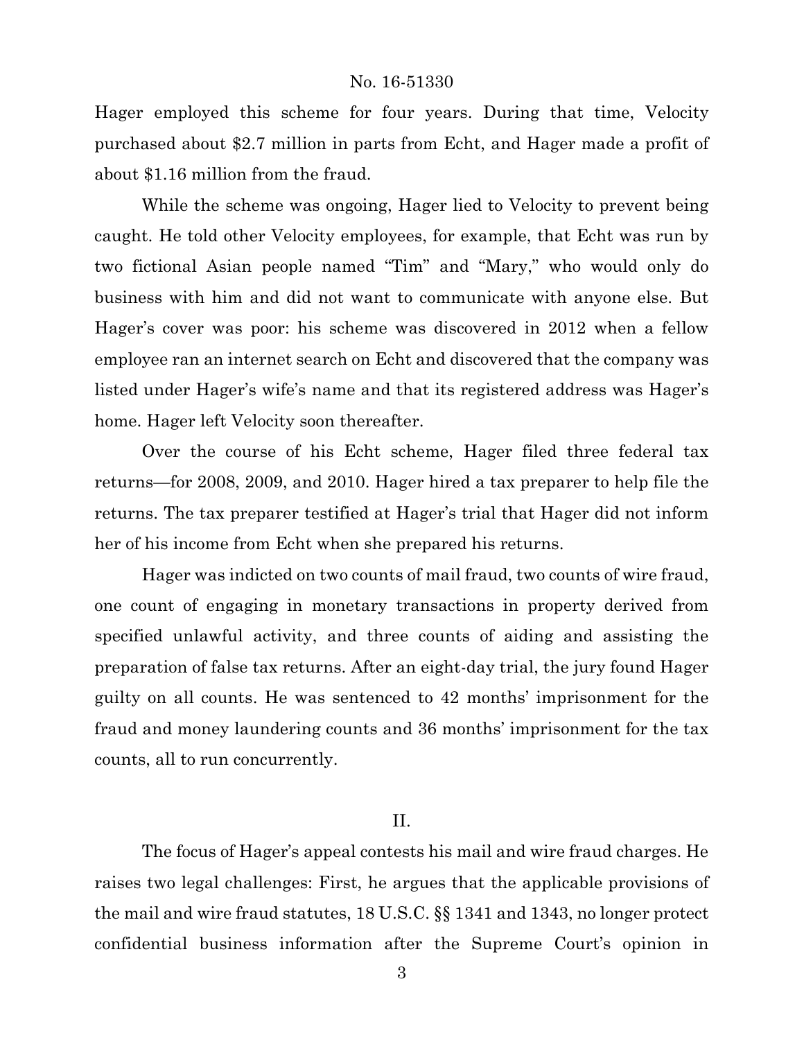Hager employed this scheme for four years. During that time, Velocity purchased about $2.7 million in parts from Echt, and Hager made a profit of about $1.16 million from the fraud.

While the scheme was ongoing, Hager lied to Velocity to prevent being caught. He told other Velocity employees, for example, that Echt was run by two fictional Asian people named "Tim" and "Mary," who would only do business with him and did not want to communicate with anyone else. But Hager's cover was poor: his scheme was discovered in 2012 when a fellow employee ran an internet search on Echt and discovered that the company was listed under Hager's wife's name and that its registered address was Hager's home. Hager left Velocity soon thereafter.

Over the course of his Echt scheme, Hager filed three federal tax returns—for 2008, 2009, and 2010. Hager hired a tax preparer to help file the returns. The tax preparer testified at Hager's trial that Hager did not inform her of his income from Echt when she prepared his returns.

Hager was indicted on two counts of mail fraud, two counts of wire fraud, one count of engaging in monetary transactions in property derived from specified unlawful activity, and three counts of aiding and assisting the preparation of false tax returns. After an eight-day trial, the jury found Hager guilty on all counts. He was sentenced to 42 months' imprisonment for the fraud and money laundering counts and 36 months' imprisonment for the tax counts, all to run concurrently.

## II.

The focus of Hager's appeal contests his mail and wire fraud charges. He raises two legal challenges: First, he argues that the applicable provisions of the mail and wire fraud statutes, 18 U.S.C. §§ 1341 and 1343, no longer protect confidential business information after the Supreme Court's opinion in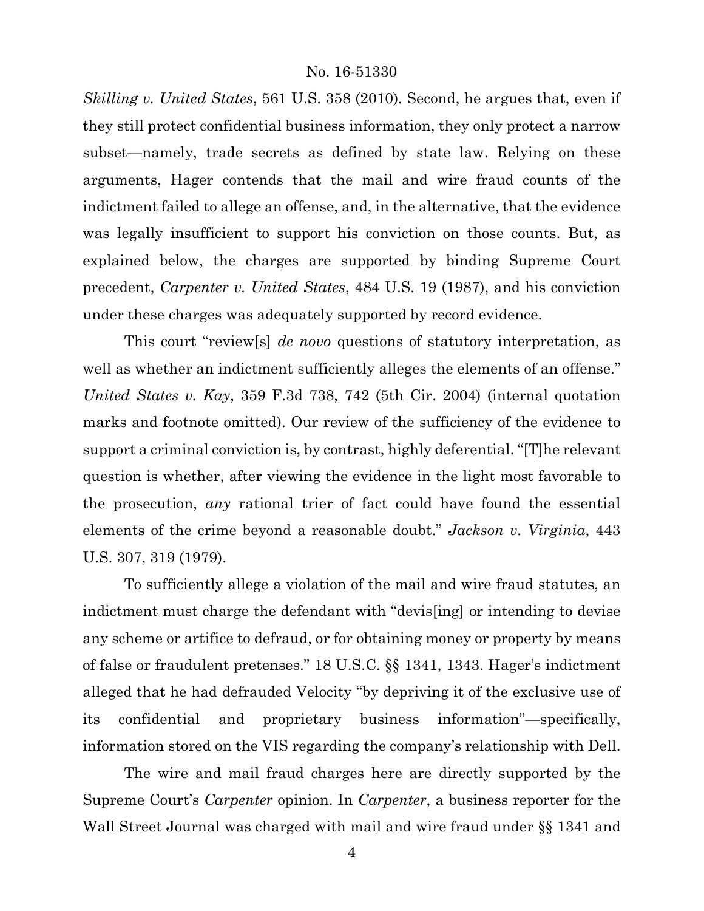*Skilling v. United States*, 561 U.S. 358 (2010). Second, he argues that, even if they still protect confidential business information, they only protect a narrow subset—namely, trade secrets as defined by state law. Relying on these arguments, Hager contends that the mail and wire fraud counts of the indictment failed to allege an offense, and, in the alternative, that the evidence was legally insufficient to support his conviction on those counts. But, as explained below, the charges are supported by binding Supreme Court precedent, *Carpenter v. United States*, 484 U.S. 19 (1987), and his conviction under these charges was adequately supported by record evidence.

This court "review[s] *de novo* questions of statutory interpretation, as well as whether an indictment sufficiently alleges the elements of an offense." *United States v. Kay*, 359 F.3d 738, 742 (5th Cir. 2004) (internal quotation marks and footnote omitted). Our review of the sufficiency of the evidence to support a criminal conviction is, by contrast, highly deferential. "[T]he relevant question is whether, after viewing the evidence in the light most favorable to the prosecution, *any* rational trier of fact could have found the essential elements of the crime beyond a reasonable doubt." *Jackson v. Virginia*, 443 U.S. 307, 319 (1979).

To sufficiently allege a violation of the mail and wire fraud statutes, an indictment must charge the defendant with "devis[ing] or intending to devise any scheme or artifice to defraud, or for obtaining money or property by means of false or fraudulent pretenses." 18 U.S.C. §§ 1341, 1343. Hager's indictment alleged that he had defrauded Velocity "by depriving it of the exclusive use of its confidential and proprietary business information"—specifically, information stored on the VIS regarding the company's relationship with Dell.

The wire and mail fraud charges here are directly supported by the Supreme Court's *Carpenter* opinion. In *Carpenter*, a business reporter for the Wall Street Journal was charged with mail and wire fraud under §§ 1341 and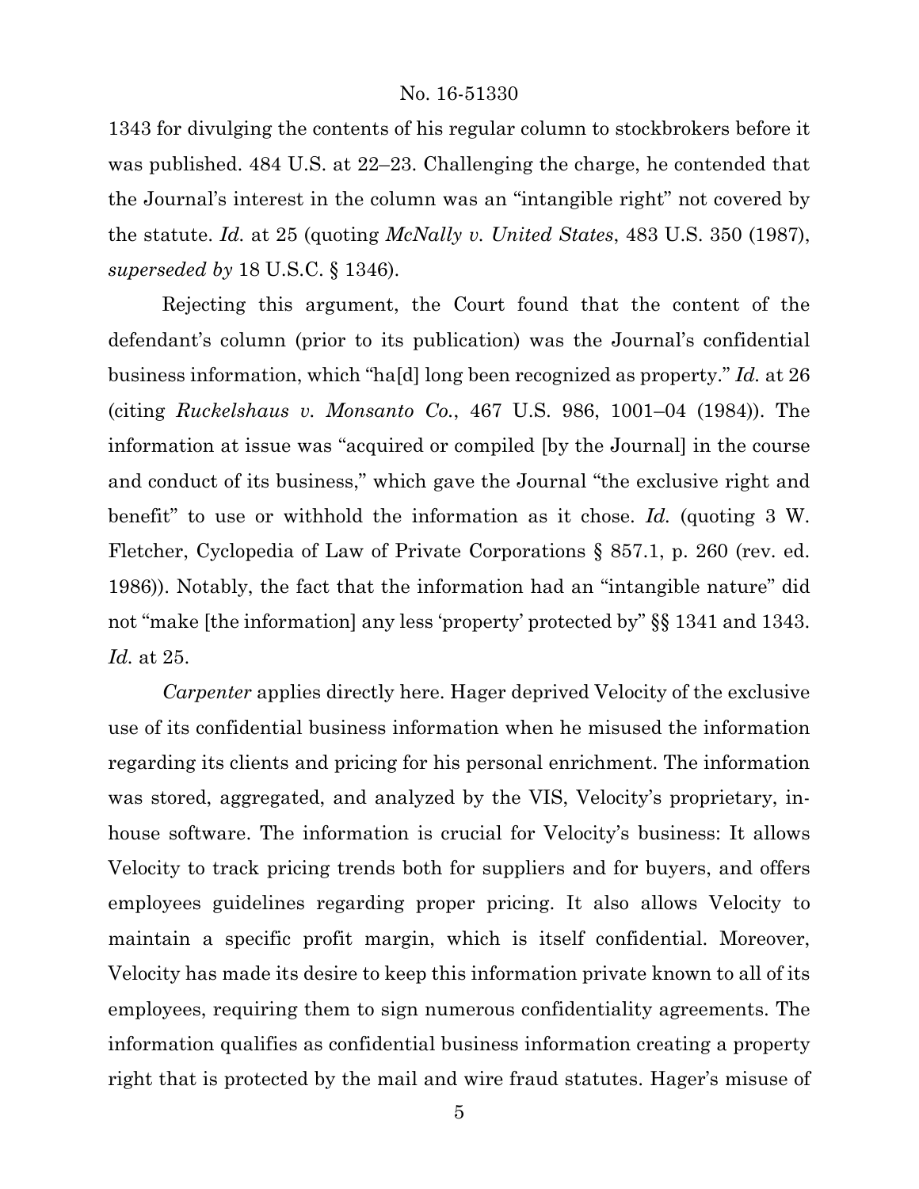1343 for divulging the contents of his regular column to stockbrokers before it was published. 484 U.S. at 22–23. Challenging the charge, he contended that the Journal's interest in the column was an "intangible right" not covered by the statute. *Id.* at 25 (quoting *McNally v. United States*, 483 U.S. 350 (1987), *superseded by* 18 U.S.C. § 1346).

Rejecting this argument, the Court found that the content of the defendant's column (prior to its publication) was the Journal's confidential business information, which "ha[d] long been recognized as property." *Id.* at 26 (citing *Ruckelshaus v. Monsanto Co.*, 467 U.S. 986, 1001–04 (1984)). The information at issue was "acquired or compiled [by the Journal] in the course and conduct of its business," which gave the Journal "the exclusive right and benefit" to use or withhold the information as it chose. *Id.* (quoting 3 W. Fletcher, Cyclopedia of Law of Private Corporations § 857.1, p. 260 (rev. ed. 1986)). Notably, the fact that the information had an "intangible nature" did not "make [the information] any less 'property' protected by" §§ 1341 and 1343. *Id.* at 25.

*Carpenter* applies directly here. Hager deprived Velocity of the exclusive use of its confidential business information when he misused the information regarding its clients and pricing for his personal enrichment. The information was stored, aggregated, and analyzed by the VIS, Velocity's proprietary, in-house software. The information is crucial for Velocity's business: It allows Velocity to track pricing trends both for suppliers and for buyers, and offers employees guidelines regarding proper pricing. It also allows Velocity to maintain a specific profit margin, which is itself confidential. Moreover, Velocity has made its desire to keep this information private known to all of its employees, requiring them to sign numerous confidentiality agreements. The information qualifies as confidential business information creating a property right that is protected by the mail and wire fraud statutes. Hager's misuse of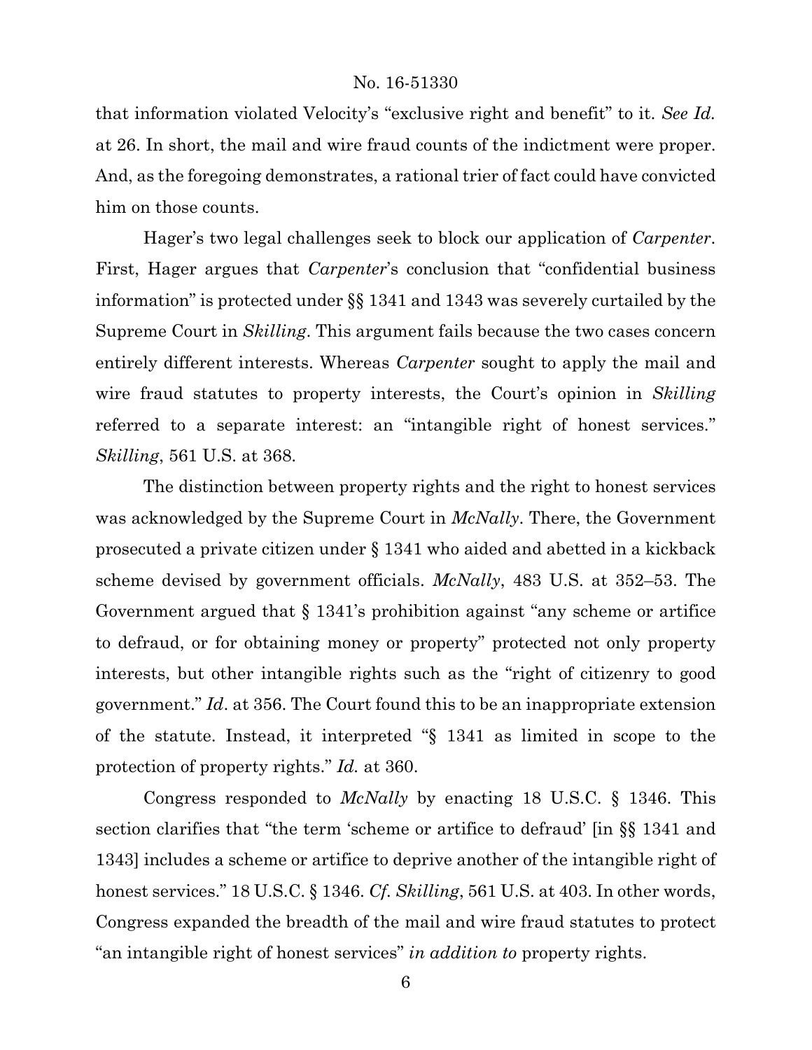that information violated Velocity's "exclusive right and benefit" to it. *See Id.* at 26. In short, the mail and wire fraud counts of the indictment were proper. And, as the foregoing demonstrates, a rational trier of fact could have convicted him on those counts.

Hager's two legal challenges seek to block our application of *Carpenter*. First, Hager argues that *Carpenter*'s conclusion that "confidential business information" is protected under §§ 1341 and 1343 was severely curtailed by the Supreme Court in *Skilling*. This argument fails because the two cases concern entirely different interests. Whereas *Carpenter* sought to apply the mail and wire fraud statutes to property interests, the Court's opinion in *Skilling* referred to a separate interest: an "intangible right of honest services." *Skilling*, 561 U.S. at 368.

The distinction between property rights and the right to honest services was acknowledged by the Supreme Court in *McNally*. There, the Government prosecuted a private citizen under § 1341 who aided and abetted in a kickback scheme devised by government officials. *McNally*, 483 U.S. at 352–53. The Government argued that § 1341's prohibition against "any scheme or artifice to defraud, or for obtaining money or property" protected not only property interests, but other intangible rights such as the "right of citizenry to good government." *Id*. at 356. The Court found this to be an inappropriate extension of the statute. Instead, it interpreted "§ 1341 as limited in scope to the protection of property rights." *Id.* at 360.

Congress responded to *McNally* by enacting 18 U.S.C. § 1346. This section clarifies that "the term 'scheme or artifice to defraud' [in §§ 1341 and 1343] includes a scheme or artifice to deprive another of the intangible right of honest services." 18 U.S.C. § 1346. *Cf. Skilling*, 561 U.S. at 403. In other words, Congress expanded the breadth of the mail and wire fraud statutes to protect "an intangible right of honest services" *in addition to* property rights.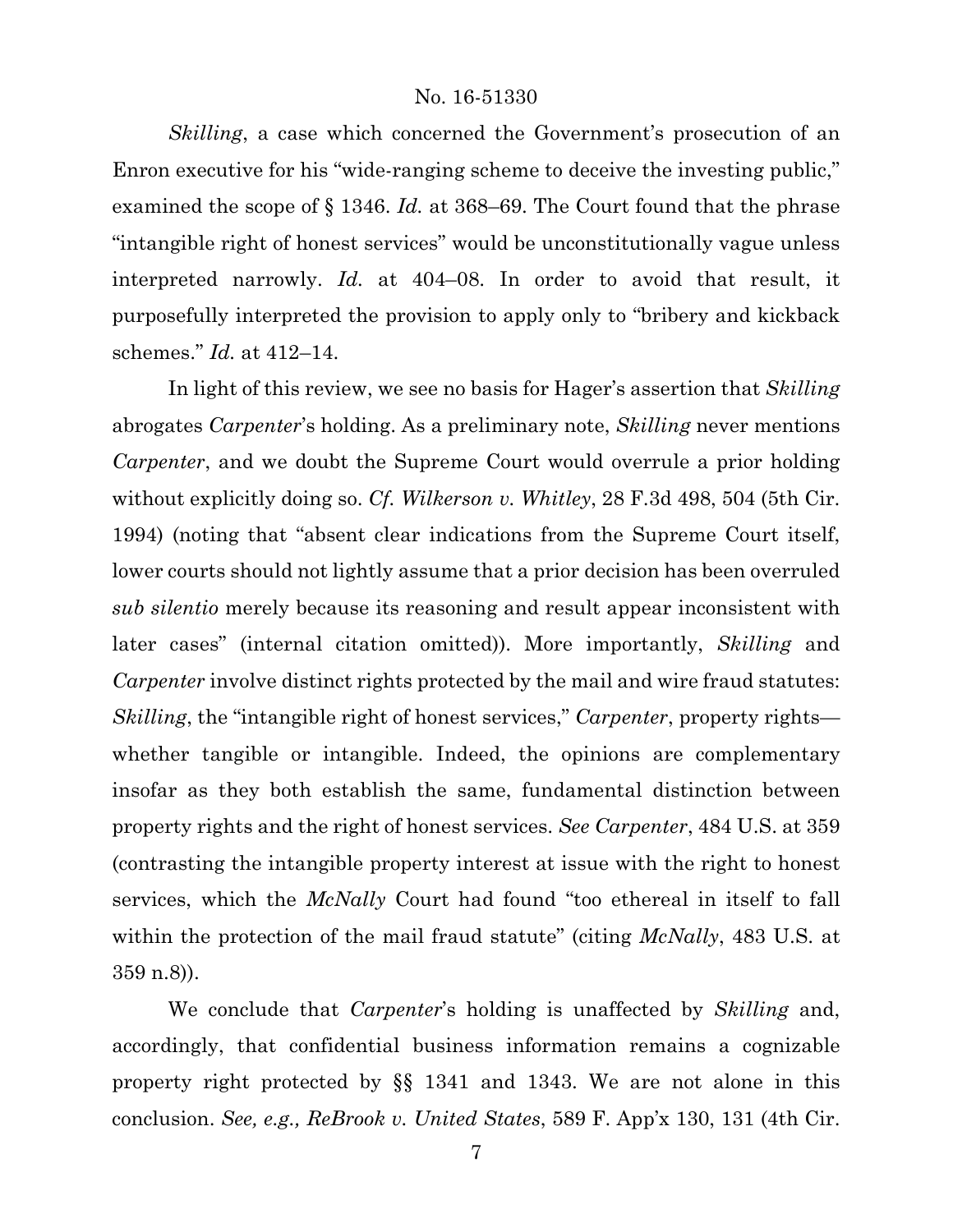*Skilling*, a case which concerned the Government's prosecution of an Enron executive for his "wide-ranging scheme to deceive the investing public," examined the scope of § 1346. *Id.* at 368–69. The Court found that the phrase "intangible right of honest services" would be unconstitutionally vague unless interpreted narrowly. *Id.* at 404–08. In order to avoid that result, it purposefully interpreted the provision to apply only to "bribery and kickback schemes." *Id.* at 412–14.

In light of this review, we see no basis for Hager's assertion that *Skilling* abrogates *Carpenter*'s holding. As a preliminary note, *Skilling* never mentions *Carpenter*, and we doubt the Supreme Court would overrule a prior holding without explicitly doing so. *Cf. Wilkerson v. Whitley*, 28 F.3d 498, 504 (5th Cir. 1994) (noting that "absent clear indications from the Supreme Court itself, lower courts should not lightly assume that a prior decision has been overruled *sub silentio* merely because its reasoning and result appear inconsistent with later cases" (internal citation omitted)). More importantly, *Skilling* and *Carpenter* involve distinct rights protected by the mail and wire fraud statutes: *Skilling*, the "intangible right of honest services," *Carpenter*, property rights—whether tangible or intangible. Indeed, the opinions are complementary insofar as they both establish the same, fundamental distinction between property rights and the right of honest services. *See Carpenter*, 484 U.S. at 359 (contrasting the intangible property interest at issue with the right to honest services, which the *McNally* Court had found "too ethereal in itself to fall within the protection of the mail fraud statute" (citing *McNally*, 483 U.S. at 359 n.8)).

We conclude that *Carpenter*'s holding is unaffected by *Skilling* and, accordingly, that confidential business information remains a cognizable property right protected by §§ 1341 and 1343. We are not alone in this conclusion. *See, e.g., ReBrook v. United States*, 589 F. App'x 130, 131 (4th Cir.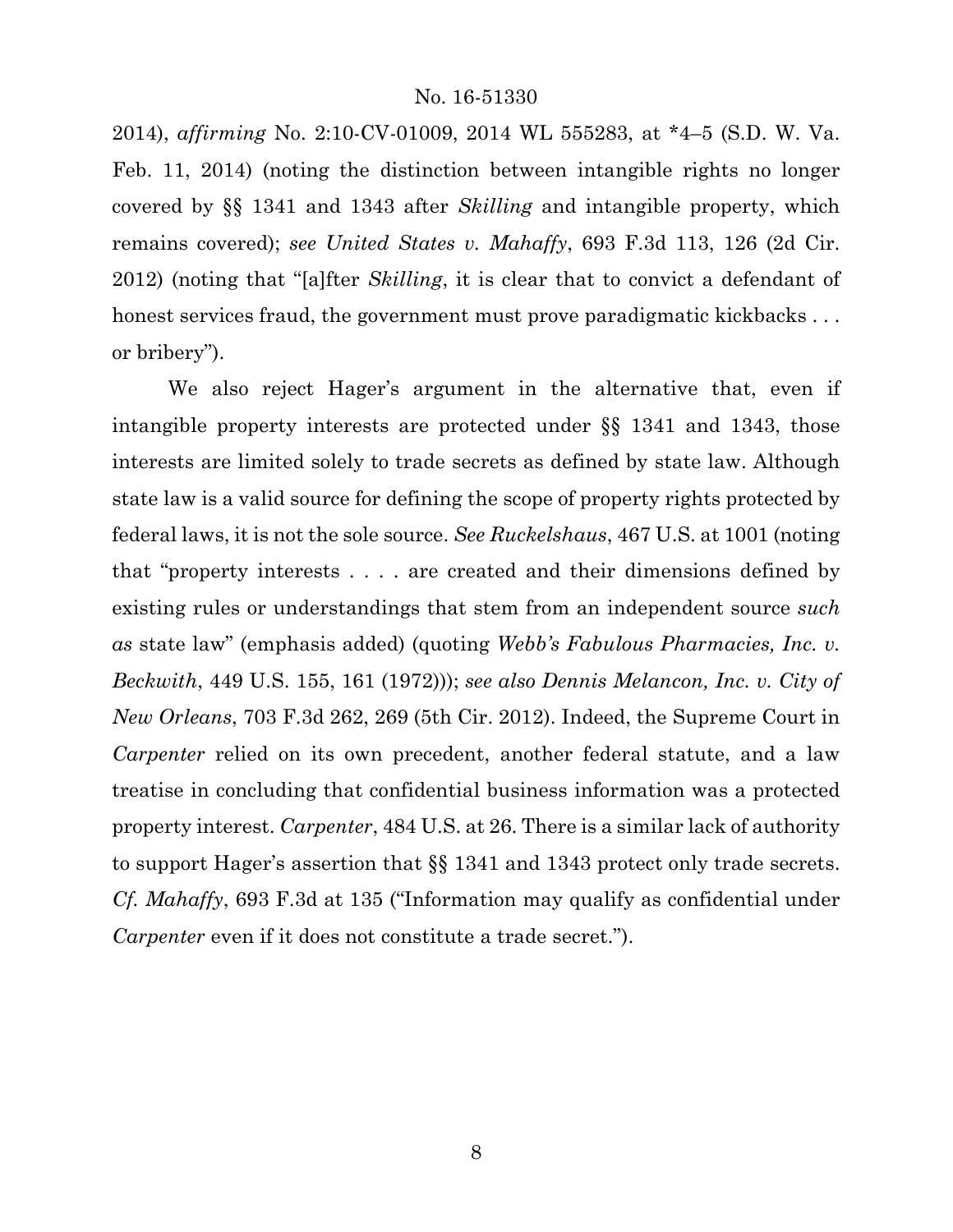2014), *affirming* No. 2:10-CV-01009, 2014 WL 555283, at *4–5 (S.D. W. Va. Feb. 11, 2014) (noting the distinction between intangible rights no longer covered by §§ 1341 and 1343 after *Skilling* and intangible property, which remains covered); *see United States v. Mahaffy*, 693 F.3d 113, 126 (2d Cir. 2012) (noting that "[a]fter *Skilling*, it is clear that to convict a defendant of honest services fraud, the government must prove paradigmatic kickbacks . . . or bribery").

We also reject Hager's argument in the alternative that, even if intangible property interests are protected under §§ 1341 and 1343, those interests are limited solely to trade secrets as defined by state law. Although state law is a valid source for defining the scope of property rights protected by federal laws, it is not the sole source. *See Ruckelshaus*, 467 U.S. at 1001 (noting that "property interests . . . . are created and their dimensions defined by existing rules or understandings that stem from an independent source *such as* state law" (emphasis added) (quoting *Webb's Fabulous Pharmacies, Inc. v. Beckwith*, 449 U.S. 155, 161 (1972))); *see also Dennis Melancon, Inc. v. City of New Orleans*, 703 F.3d 262, 269 (5th Cir. 2012). Indeed, the Supreme Court in *Carpenter* relied on its own precedent, another federal statute, and a law treatise in concluding that confidential business information was a protected property interest. *Carpenter*, 484 U.S. at 26. There is a similar lack of authority to support Hager's assertion that §§ 1341 and 1343 protect only trade secrets. *Cf. Mahaffy*, 693 F.3d at 135 ("Information may qualify as confidential under *Carpenter* even if it does not constitute a trade secret.").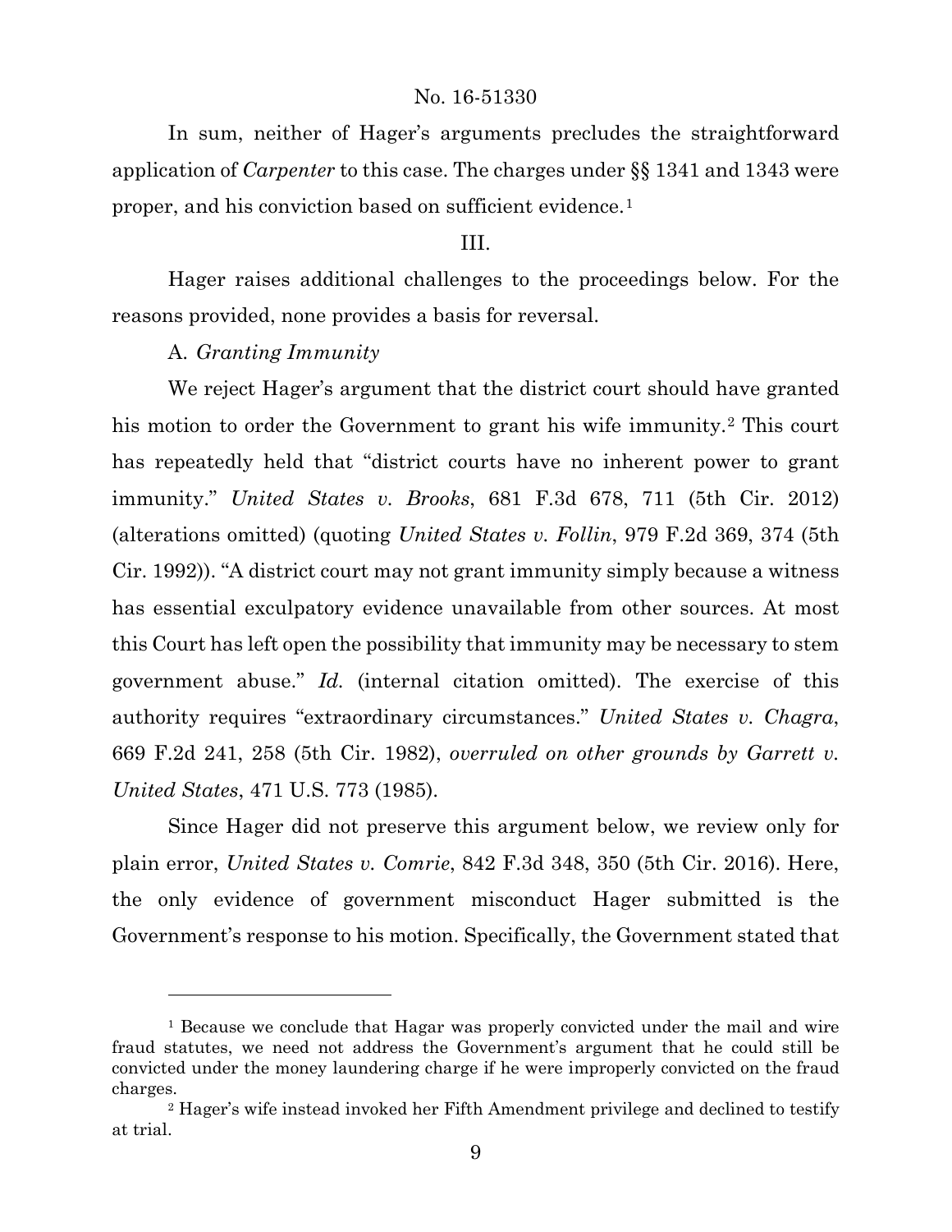In sum, neither of Hager's arguments precludes the straightforward application of *Carpenter* to this case. The charges under §§ 1341 and 1343 were proper, and his conviction based on sufficient evidence.[1]

III.

Hager raises additional challenges to the proceedings below. For the reasons provided, none provides a basis for reversal.

A. *Granting Immunity*

We reject Hager's argument that the district court should have granted his motion to order the Government to grant his wife immunity.[2] This court has repeatedly held that "district courts have no inherent power to grant immunity." *United States v. Brooks*, 681 F.3d 678, 711 (5th Cir. 2012) (alterations omitted) (quoting *United States v. Follin*, 979 F.2d 369, 374 (5th Cir. 1992)). "A district court may not grant immunity simply because a witness has essential exculpatory evidence unavailable from other sources. At most this Court has left open the possibility that immunity may be necessary to stem government abuse." *Id.* (internal citation omitted). The exercise of this authority requires "extraordinary circumstances." *United States v. Chagra*, 669 F.2d 241, 258 (5th Cir. 1982), *overruled on other grounds by Garrett v. United States*, 471 U.S. 773 (1985).

Since Hager did not preserve this argument below, we review only for plain error, *United States v. Comrie*, 842 F.3d 348, 350 (5th Cir. 2016). Here, the only evidence of government misconduct Hager submitted is the Government's response to his motion. Specifically, the Government stated that

---

[1] Because we conclude that Hagar was properly convicted under the mail and wire fraud statutes, we need not address the Government's argument that he could still be convicted under the money laundering charge if he were improperly convicted on the fraud charges.

[2] Hager's wife instead invoked her Fifth Amendment privilege and declined to testify at trial.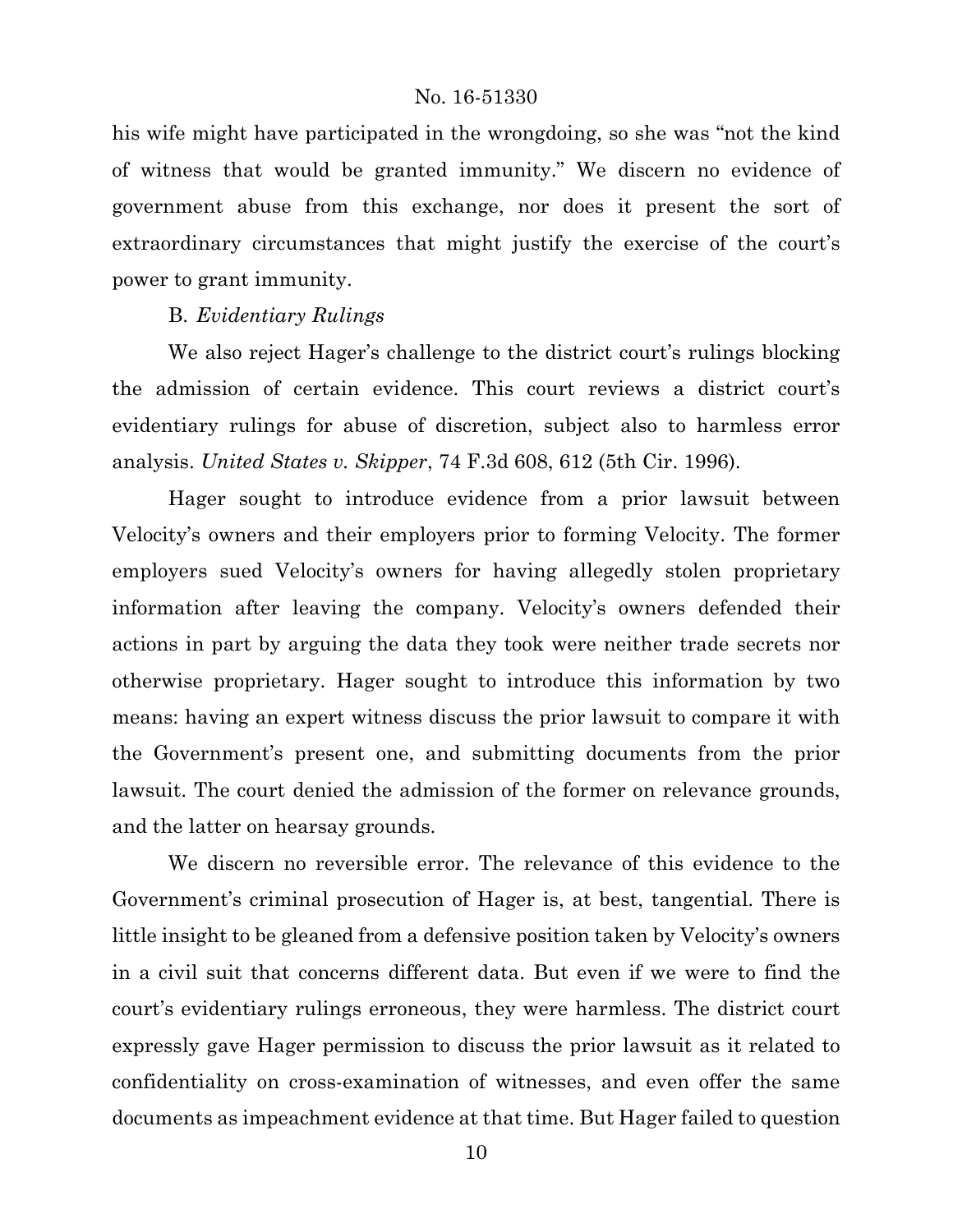his wife might have participated in the wrongdoing, so she was "not the kind of witness that would be granted immunity." We discern no evidence of government abuse from this exchange, nor does it present the sort of extraordinary circumstances that might justify the exercise of the court's power to grant immunity.

B. *Evidentiary Rulings*

We also reject Hager's challenge to the district court's rulings blocking the admission of certain evidence. This court reviews a district court's evidentiary rulings for abuse of discretion, subject also to harmless error analysis. *United States v. Skipper*, 74 F.3d 608, 612 (5th Cir. 1996).

Hager sought to introduce evidence from a prior lawsuit between Velocity's owners and their employers prior to forming Velocity. The former employers sued Velocity's owners for having allegedly stolen proprietary information after leaving the company. Velocity's owners defended their actions in part by arguing the data they took were neither trade secrets nor otherwise proprietary. Hager sought to introduce this information by two means: having an expert witness discuss the prior lawsuit to compare it with the Government's present one, and submitting documents from the prior lawsuit. The court denied the admission of the former on relevance grounds, and the latter on hearsay grounds.

We discern no reversible error. The relevance of this evidence to the Government's criminal prosecution of Hager is, at best, tangential. There is little insight to be gleaned from a defensive position taken by Velocity's owners in a civil suit that concerns different data. But even if we were to find the court's evidentiary rulings erroneous, they were harmless. The district court expressly gave Hager permission to discuss the prior lawsuit as it related to confidentiality on cross-examination of witnesses, and even offer the same documents as impeachment evidence at that time. But Hager failed to question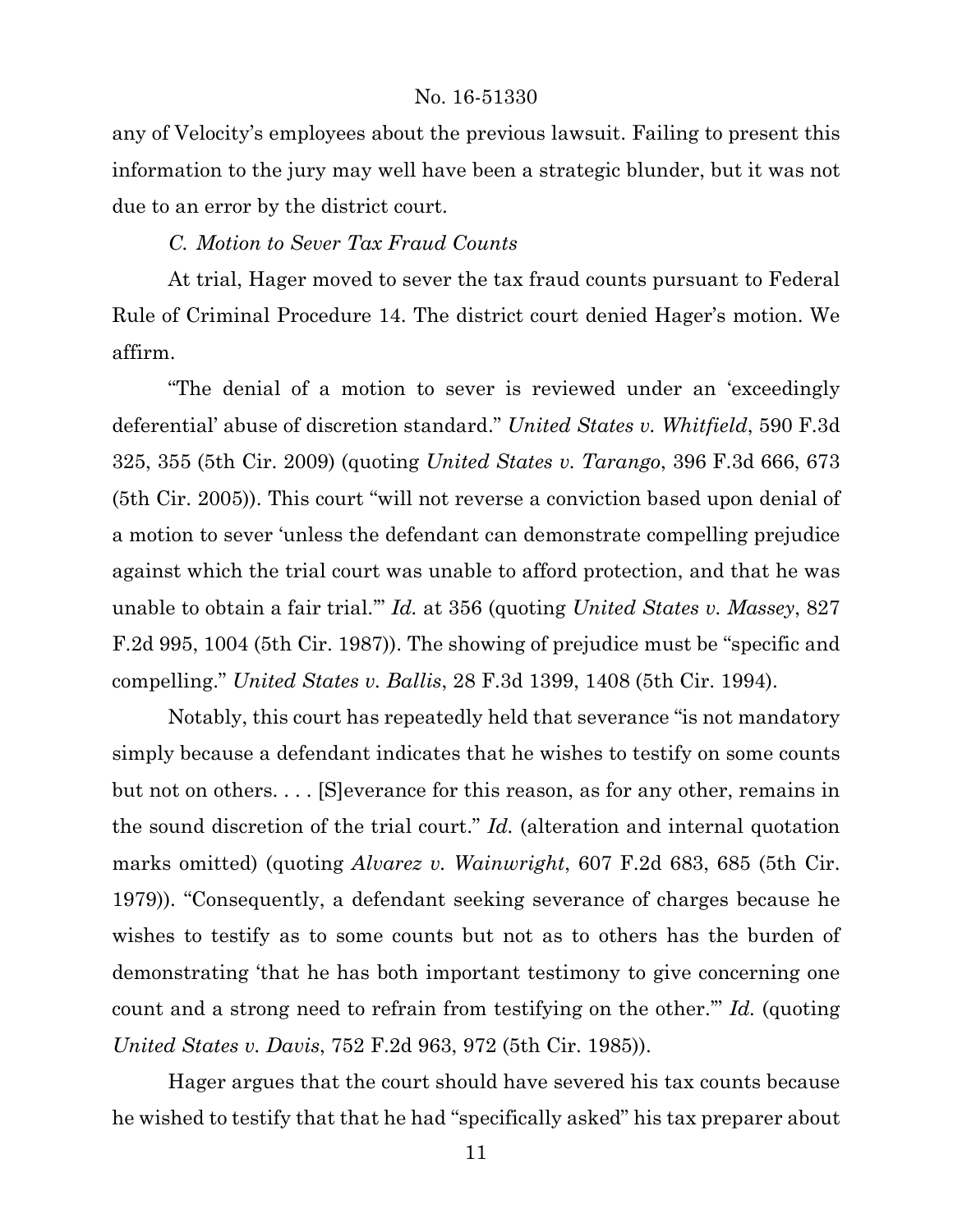any of Velocity's employees about the previous lawsuit. Failing to present this information to the jury may well have been a strategic blunder, but it was not due to an error by the district court.

### *C. Motion to Sever Tax Fraud Counts*

At trial, Hager moved to sever the tax fraud counts pursuant to Federal Rule of Criminal Procedure 14. The district court denied Hager's motion. We affirm.

"The denial of a motion to sever is reviewed under an 'exceedingly deferential' abuse of discretion standard." *United States v. Whitfield*, 590 F.3d 325, 355 (5th Cir. 2009) (quoting *United States v. Tarango*, 396 F.3d 666, 673 (5th Cir. 2005)). This court "will not reverse a conviction based upon denial of a motion to sever 'unless the defendant can demonstrate compelling prejudice against which the trial court was unable to afford protection, and that he was unable to obtain a fair trial.'" *Id.* at 356 (quoting *United States v. Massey*, 827 F.2d 995, 1004 (5th Cir. 1987)). The showing of prejudice must be "specific and compelling." *United States v. Ballis*, 28 F.3d 1399, 1408 (5th Cir. 1994).

Notably, this court has repeatedly held that severance "is not mandatory simply because a defendant indicates that he wishes to testify on some counts but not on others. . . . [S]everance for this reason, as for any other, remains in the sound discretion of the trial court." *Id.* (alteration and internal quotation marks omitted) (quoting *Alvarez v. Wainwright*, 607 F.2d 683, 685 (5th Cir. 1979)). "Consequently, a defendant seeking severance of charges because he wishes to testify as to some counts but not as to others has the burden of demonstrating 'that he has both important testimony to give concerning one count and a strong need to refrain from testifying on the other.'" *Id.* (quoting *United States v. Davis*, 752 F.2d 963, 972 (5th Cir. 1985)).

Hager argues that the court should have severed his tax counts because he wished to testify that that he had "specifically asked" his tax preparer about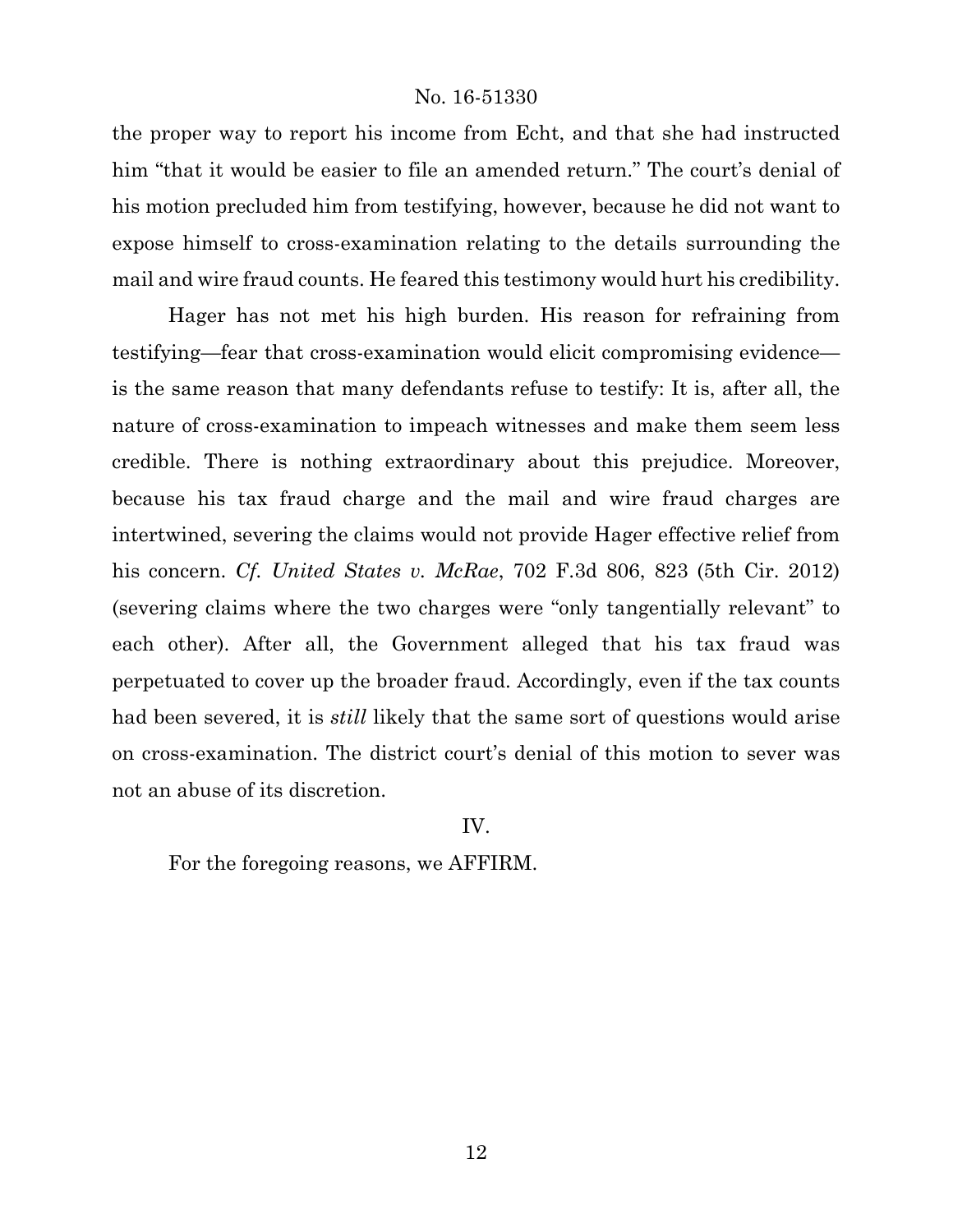the proper way to report his income from Echt, and that she had instructed him "that it would be easier to file an amended return." The court's denial of his motion precluded him from testifying, however, because he did not want to expose himself to cross-examination relating to the details surrounding the mail and wire fraud counts. He feared this testimony would hurt his credibility.

Hager has not met his high burden. His reason for refraining from testifying—fear that cross-examination would elicit compromising evidence—is the same reason that many defendants refuse to testify: It is, after all, the nature of cross-examination to impeach witnesses and make them seem less credible. There is nothing extraordinary about this prejudice. Moreover, because his tax fraud charge and the mail and wire fraud charges are intertwined, severing the claims would not provide Hager effective relief from his concern. *Cf. United States v. McRae*, 702 F.3d 806, 823 (5th Cir. 2012) (severing claims where the two charges were "only tangentially relevant" to each other). After all, the Government alleged that his tax fraud was perpetuated to cover up the broader fraud. Accordingly, even if the tax counts had been severed, it is *still* likely that the same sort of questions would arise on cross-examination. The district court's denial of this motion to sever was not an abuse of its discretion.

## IV.

For the foregoing reasons, we AFFIRM.